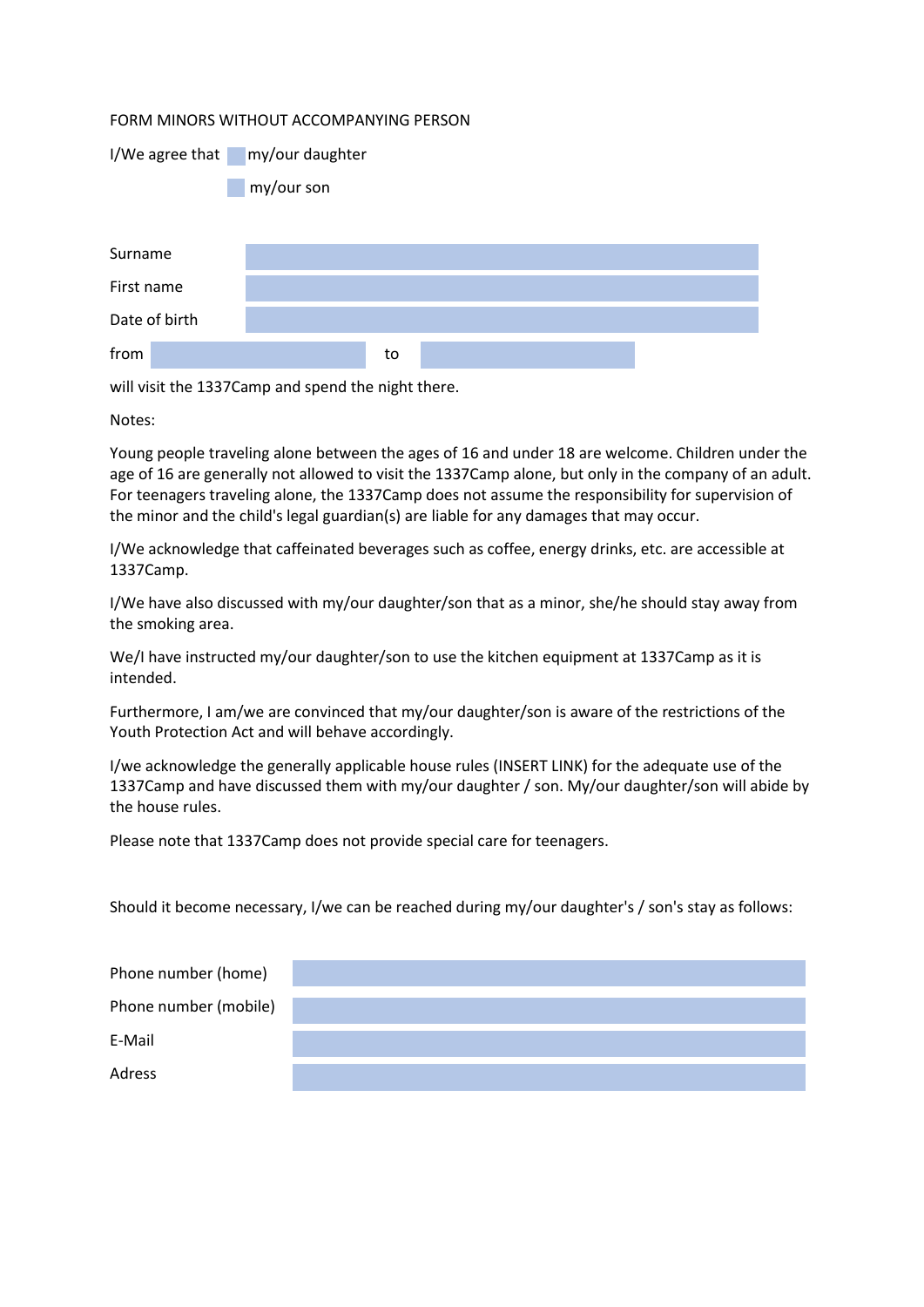# FORM MINORS WITHOUT ACCOMPANYING PERSON

I/We agree that ☐ my/our daughter

☐ my/our son

| | |
|---|---|
| Surname | |
| First name | |
| Date of birth | |

from ______________ to ______________

will visit the 1337Camp and spend the night there.

Notes:

Young people traveling alone between the ages of 16 and under 18 are welcome. Children under the age of 16 are generally not allowed to visit the 1337Camp alone, but only in the company of an adult. For teenagers traveling alone, the 1337Camp does not assume the responsibility for supervision of the minor and the child's legal guardian(s) are liable for any damages that may occur.

I/We acknowledge that caffeinated beverages such as coffee, energy drinks, etc. are accessible at 1337Camp.

I/We have also discussed with my/our daughter/son that as a minor, she/he should stay away from the smoking area.

We/I have instructed my/our daughter/son to use the kitchen equipment at 1337Camp as it is intended.

Furthermore, I am/we are convinced that my/our daughter/son is aware of the restrictions of the Youth Protection Act and will behave accordingly.

I/we acknowledge the generally applicable house rules (INSERT LINK) for the adequate use of the 1337Camp and have discussed them with my/our daughter / son. My/our daughter/son will abide by the house rules.

Please note that 1337Camp does not provide special care for teenagers.

Should it become necessary, I/we can be reached during my/our daughter's / son's stay as follows:

| | |
|---|---|
| Phone number (home) | |
| Phone number (mobile) | |
| E-Mail | |
| Adress | |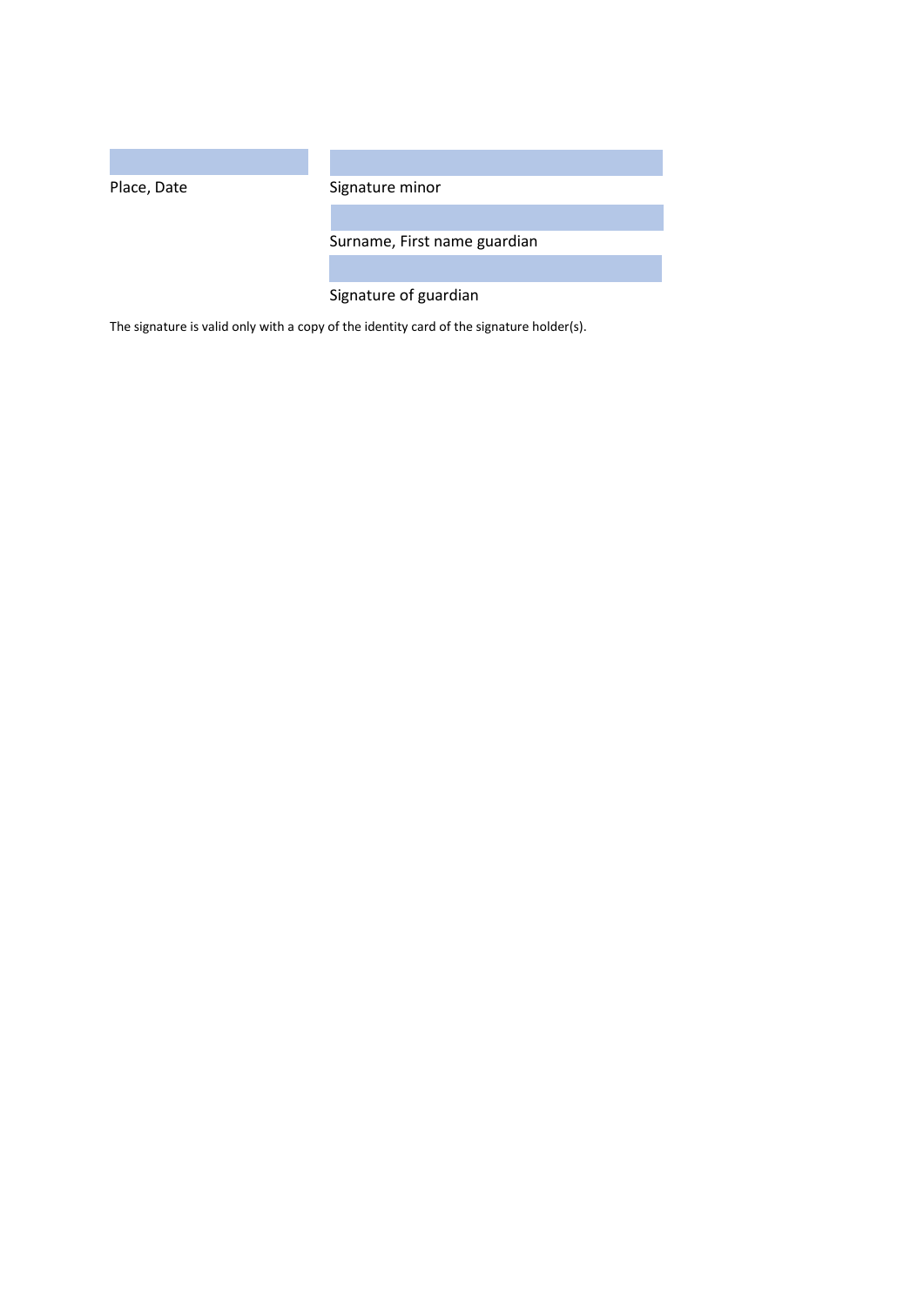| | |
|---|---|
| Place, Date | Signature minor |
| | Surname, First name guardian |
| | Signature of guardian |

The signature is valid only with a copy of the identity card of the signature holder(s).